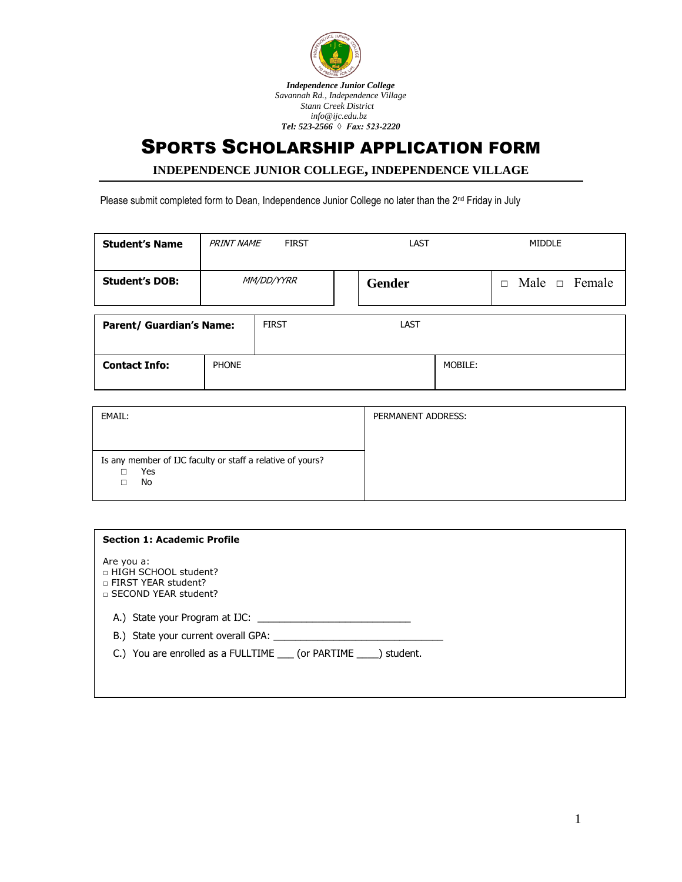***Independence Junior College***
*Savannah Rd., Independence Village*
*Stann Creek District*
*info@ijc.edu.bz*
***Tel: 523-2566 ◊ Fax: 523-2220***

# SPORTS SCHOLARSHIP APPLICATION FORM

## INDEPENDENCE JUNIOR COLLEGE, INDEPENDENCE VILLAGE

Please submit completed form to Dean, Independence Junior College no later than the 2nd Friday in July

| **Student's Name** | *PRINT NAME* FIRST | LAST | MIDDLE |
|---|---|---|---|
| **Student's DOB:** | *MM/DD/YYRR* | **Gender** | □ Male □ Female |

| **Parent/ Guardian's Name:** | FIRST | LAST |
|---|---|---|
| **Contact Info:** | PHONE | MOBILE: |

| EMAIL: | PERMANENT ADDRESS: |
|---|---|
| Is any member of IJC faculty or staff a relative of yours?<br>□ Yes<br>□ No | |

**Section 1: Academic Profile**

Are you a:
- □ HIGH SCHOOL student?
- □ FIRST YEAR student?
- □ SECOND YEAR student?

A.) State your Program at IJC: ___________________________

B.) State your current overall GPA: ______________________________

C.) You are enrolled as a FULLTIME ___ (or PARTIME ____) student.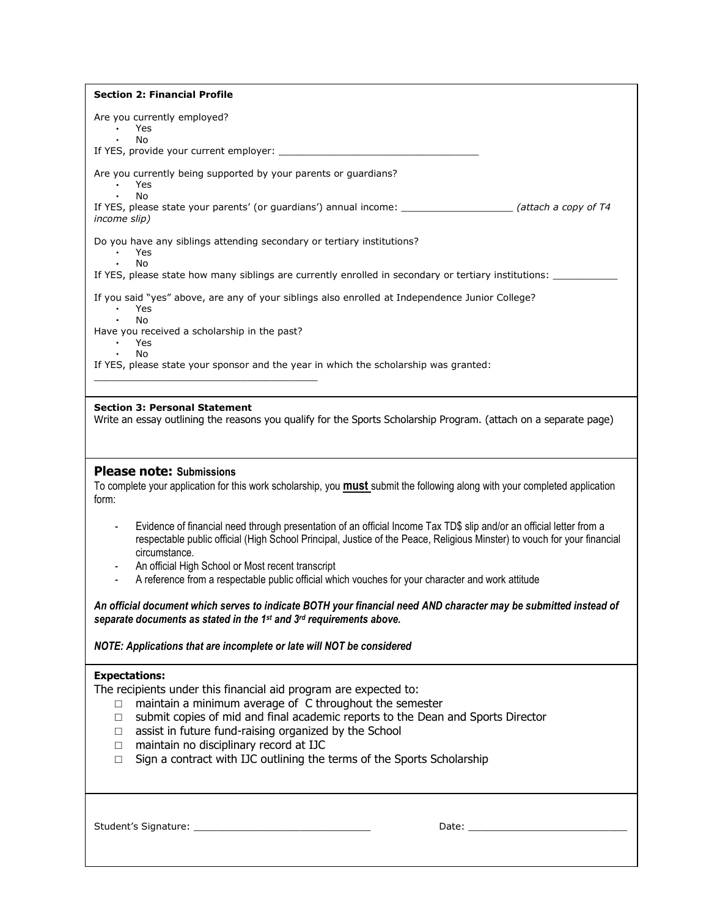**Section 2: Financial Profile**

Are you currently employed?

- Yes
- No

If YES, provide your current employer: ___________________________________

Are you currently being supported by your parents or guardians?

- Yes
- No

If YES, please state your parents' (or guardians') annual income: ___________________ *(attach a copy of T4 income slip)*

Do you have any siblings attending secondary or tertiary institutions?

- Yes
- No

If YES, please state how many siblings are currently enrolled in secondary or tertiary institutions: ___________

If you said "yes" above, are any of your siblings also enrolled at Independence Junior College?

- Yes
- No

Have you received a scholarship in the past?

- Yes
- No

If YES, please state your sponsor and the year in which the scholarship was granted: _______________________________________

**Section 3: Personal Statement**

Write an essay outlining the reasons you qualify for the Sports Scholarship Program. (attach on a separate page)

## Please note: Submissions

To complete your application for this work scholarship, you **must** submit the following along with your completed application form:

- Evidence of financial need through presentation of an official Income Tax TD$ slip and/or an official letter from a respectable public official (High School Principal, Justice of the Peace, Religious Minster) to vouch for your financial circumstance.
- An official High School or Most recent transcript
- A reference from a respectable public official which vouches for your character and work attitude

***An official document which serves to indicate BOTH your financial need AND character may be submitted instead of separate documents as stated in the 1st and 3rd requirements above.***

***NOTE: Applications that are incomplete or late will NOT be considered***

**Expectations:**

The recipients under this financial aid program are expected to:

- ☐ maintain a minimum average of C throughout the semester
- ☐ submit copies of mid and final academic reports to the Dean and Sports Director
- ☐ assist in future fund-raising organized by the School
- ☐ maintain no disciplinary record at IJC
- ☐ Sign a contract with IJC outlining the terms of the Sports Scholarship

Student's Signature: ______________________________ Date: ___________________________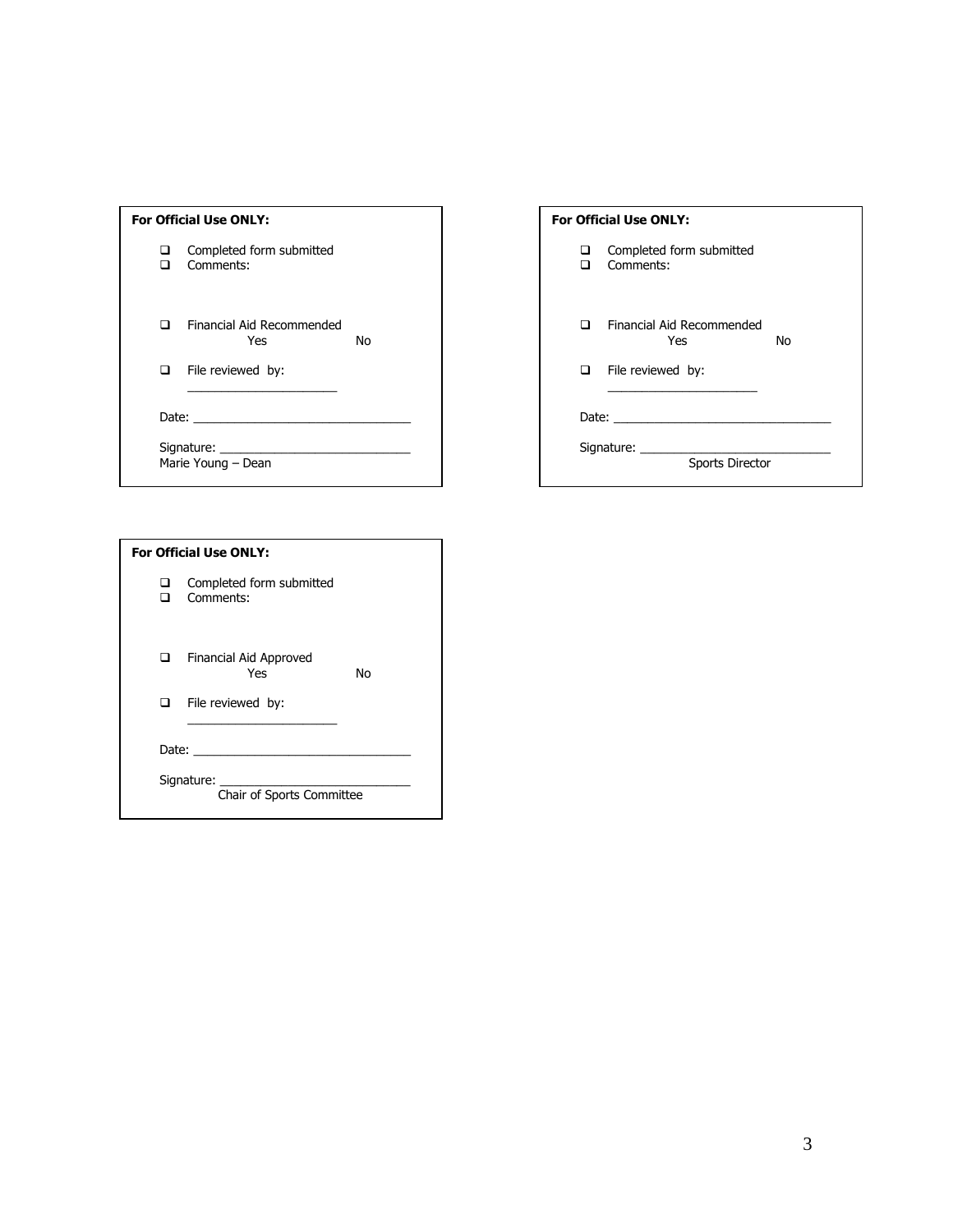**For Official Use ONLY:**

- ☐ Completed form submitted
- ☐ Comments:

- ☐ Financial Aid Recommended
  Yes No
- ☐ File reviewed by:
  ______________________

Date: ________________________________

Signature: ____________________________
Marie Young – Dean

**For Official Use ONLY:**

- ☐ Completed form submitted
- ☐ Comments:

- ☐ Financial Aid Recommended
  Yes No
- ☐ File reviewed by:
  ______________________

Date: ________________________________

Signature: ____________________________
Sports Director

**For Official Use ONLY:**

- ☐ Completed form submitted
- ☐ Comments:

- ☐ Financial Aid Approved
  Yes No
- ☐ File reviewed by:
  ______________________

Date: ________________________________

Signature: ____________________________
Chair of Sports Committee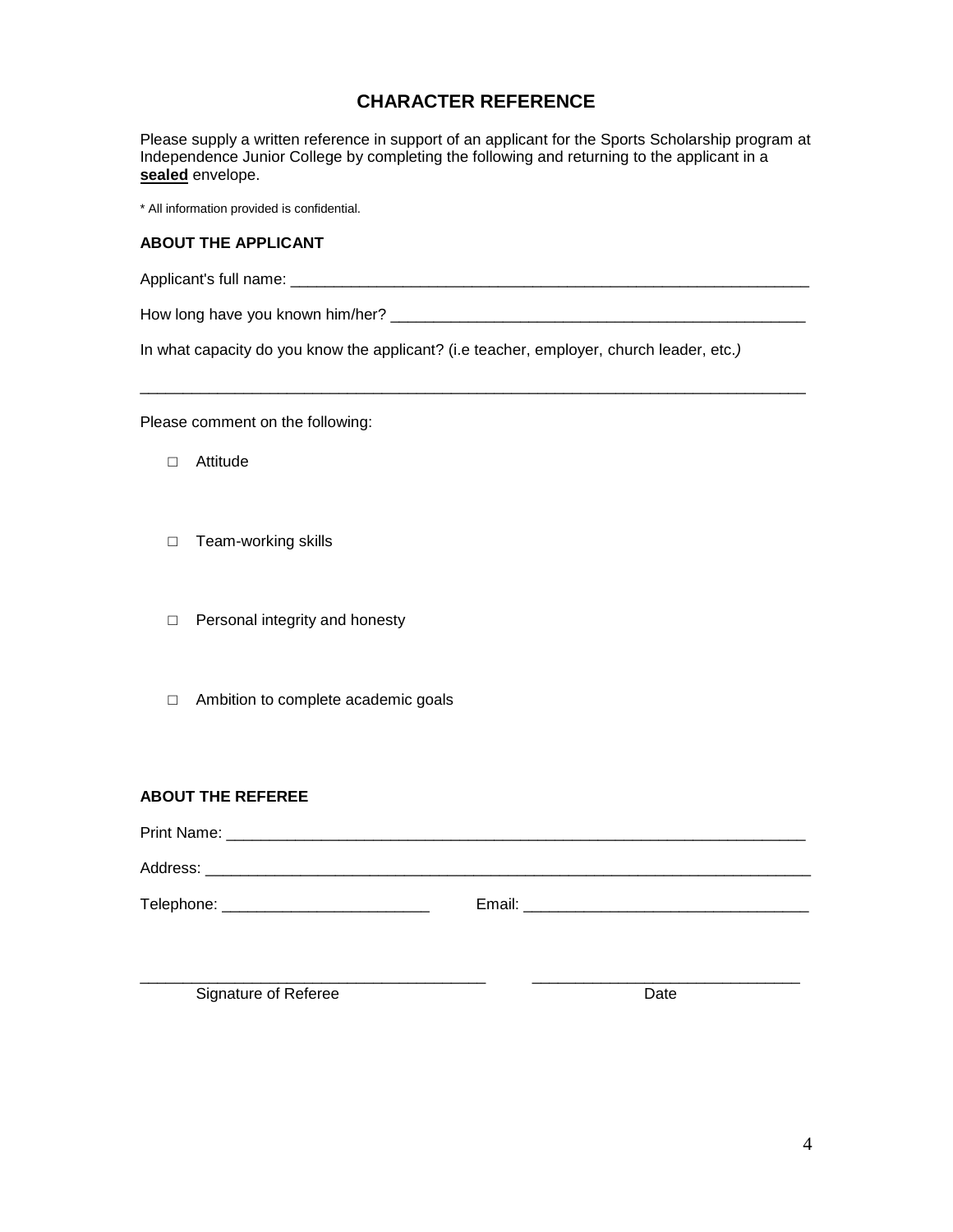# CHARACTER REFERENCE

Please supply a written reference in support of an applicant for the Sports Scholarship program at Independence Junior College by completing the following and returning to the applicant in a **sealed** envelope.

\* All information provided is confidential.

### ABOUT THE APPLICANT

Applicant's full name: ______________________________________________________________

How long have you known him/her? ________________________________________________

In what capacity do you know the applicant? (i.e teacher, employer, church leader, etc.*)*

________________________________________________________________________________

Please comment on the following:

- □ Attitude

- □ Team-working skills

- □ Personal integrity and honesty

- □ Ambition to complete academic goals

### ABOUT THE REFEREE

Print Name: ______________________________________________________________________

Address: _________________________________________________________________________

Telephone: ________________________ Email: _________________________________

_______________________________________ ______________________________

Signature of Referee Date